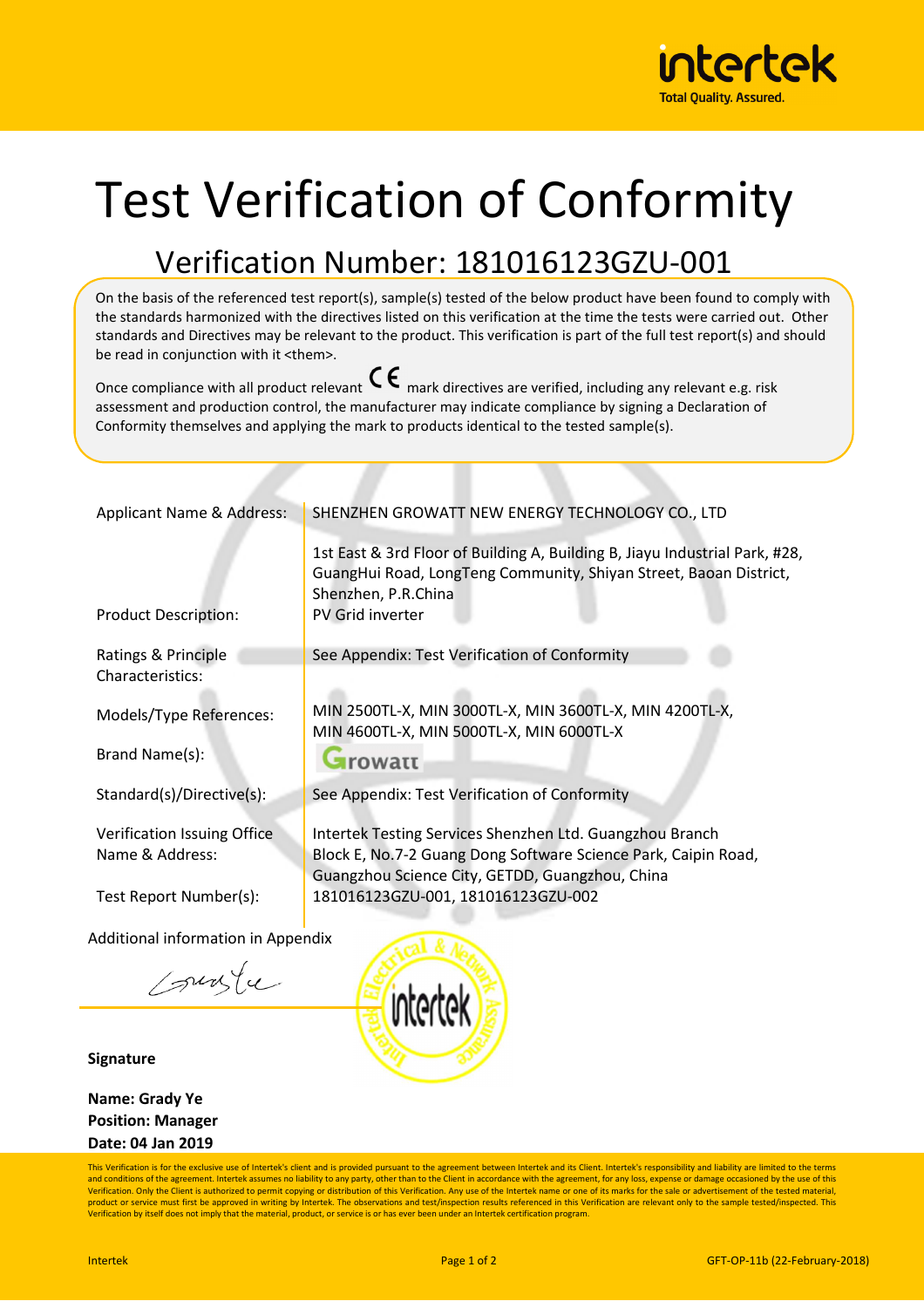# Test Verification of Conformity

## Verification Number: 181016123GZU-001

On the basis of the referenced test report(s), sample(s) tested of the below product have been found to comply with the standards harmonized with the directives listed on this verification at the time the tests were carried out. Other standards and Directives may be relevant to the product. This verification is part of the full test report(s) and should be read in conjunction with it <them>.

Once compliance with all product relevant CE mark directives are verified, including any relevant e.g. risk assessment and production control, the manufacturer may indicate compliance by signing a Declaration of Conformity themselves and applying the mark to products identical to the tested sample(s).

| | |
|---|---|
| Applicant Name & Address: | SHENZHEN GROWATT NEW ENERGY TECHNOLOGY CO., LTD<br><br>1st East & 3rd Floor of Building A, Building B, Jiayu Industrial Park, #28, GuangHui Road, LongTeng Community, Shiyan Street, Baoan District, Shenzhen, P.R.China |
| Product Description: | PV Grid inverter |
| Ratings & Principle Characteristics: | See Appendix: Test Verification of Conformity |
| Models/Type References: | MIN 2500TL-X, MIN 3000TL-X, MIN 3600TL-X, MIN 4200TL-X, MIN 4600TL-X, MIN 5000TL-X, MIN 6000TL-X |
| Brand Name(s): | Growatt |
| Standard(s)/Directive(s): | See Appendix: Test Verification of Conformity |
| Verification Issuing Office Name & Address: | Intertek Testing Services Shenzhen Ltd. Guangzhou Branch<br>Block E, No.7-2 Guang Dong Software Science Park, Caipin Road, Guangzhou Science City, GETDD, Guangzhou, China |
| Test Report Number(s): | 181016123GZU-001, 181016123GZU-002 |

Additional information in Appendix

**Signature**

**Name: Grady Ye**
**Position: Manager**
**Date: 04 Jan 2019**

This Verification is for the exclusive use of Intertek's client and is provided pursuant to the agreement between Intertek and its Client. Intertek's responsibility and liability are limited to the terms and conditions of the agreement. Intertek assumes no liability to any party, other than to the Client in accordance with the agreement, for any loss, expense or damage occasioned by the use of this Verification. Only the Client is authorized to permit copying or distribution of this Verification. Any use of the Intertek name or one of its marks for the sale or advertisement of the tested material, product or service must first be approved in writing by Intertek. The observations and test/inspection results referenced in this Verification are relevant only to the sample tested/inspected. This Verification by itself does not imply that the material, product, or service is or has ever been under an Intertek certification program.

GFT-OP-11b (22-February-2018)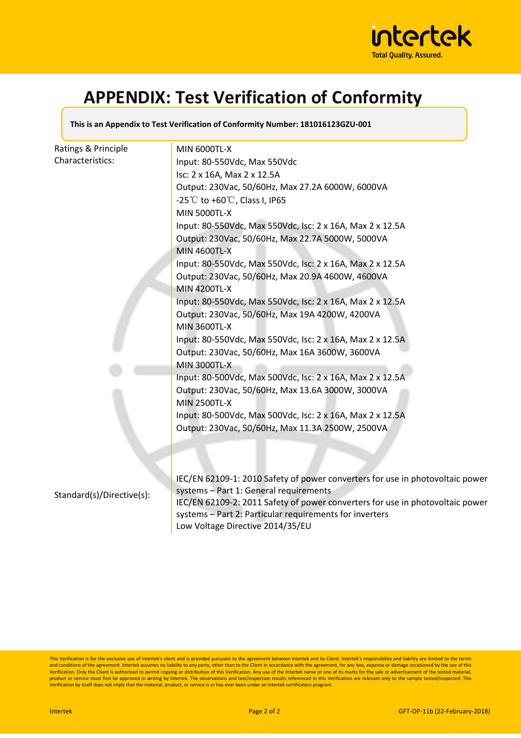# APPENDIX: Test Verification of Conformity

**This is an Appendix to Test Verification of Conformity Number: 181016123GZU-001**

| | |
|---|---|
| Ratings & Principle Characteristics: | MIN 6000TL-X<br>Input: 80-550Vdc, Max 550Vdc<br>Isc: 2 x 16A, Max 2 x 12.5A<br>Output: 230Vac, 50/60Hz, Max 27.2A 6000W, 6000VA<br>-25℃ to +60℃, Class I, IP65<br>MIN 5000TL-X<br>Input: 80-550Vdc, Max 550Vdc, Isc: 2 x 16A, Max 2 x 12.5A<br>Output: 230Vac, 50/60Hz, Max 22.7A 5000W, 5000VA<br>MIN 4600TL-X<br>Input: 80-550Vdc, Max 550Vdc, Isc: 2 x 16A, Max 2 x 12.5A<br>Output: 230Vac, 50/60Hz, Max 20.9A 4600W, 4600VA<br>MIN 4200TL-X<br>Input: 80-550Vdc, Max 550Vdc, Isc: 2 x 16A, Max 2 x 12.5A<br>Output: 230Vac, 50/60Hz, Max 19A 4200W, 4200VA<br>MIN 3600TL-X<br>Input: 80-550Vdc, Max 550Vdc, Isc: 2 x 16A, Max 2 x 12.5A<br>Output: 230Vac, 50/60Hz, Max 16A 3600W, 3600VA<br>MIN 3000TL-X<br>Input: 80-500Vdc, Max 500Vdc, Isc: 2 x 16A, Max 2 x 12.5A<br>Output: 230Vac, 50/60Hz, Max 13.6A 3000W, 3000VA<br>MIN 2500TL-X<br>Input: 80-500Vdc, Max 500Vdc, Isc: 2 x 16A, Max 2 x 12.5A<br>Output: 230Vac, 50/60Hz, Max 11.3A 2500W, 2500VA |
| Standard(s)/Directive(s): | IEC/EN 62109-1: 2010 Safety of power converters for use in photovoltaic power systems – Part 1: General requirements<br>IEC/EN 62109-2: 2011 Safety of power converters for use in photovoltaic power systems – Part 2: Particular requirements for inverters<br>Low Voltage Directive 2014/35/EU |

This Verification is for the exclusive use of Intertek's client and is provided pursuant to the agreement between Intertek and its Client. Intertek's responsibility and liability are limited to the terms and conditions of the agreement. Intertek assumes no liability to any party, other than to the Client in accordance with the agreement, for any loss, expense or damage occasioned by the use of this Verification. Only the Client is authorized to permit copying or distribution of this Verification. Any use of the Intertek name or one of its marks for the sale or advertisement of the tested material, product or service must first be approved in writing by Intertek. The observations and test/inspection results referenced in this Verification are relevant only to the sample tested/inspected. This Verification by itself does not imply that the material, product, or service is or has ever been under an Intertek certification program.

Intertek GFT-OP-11b (22-February-2018)